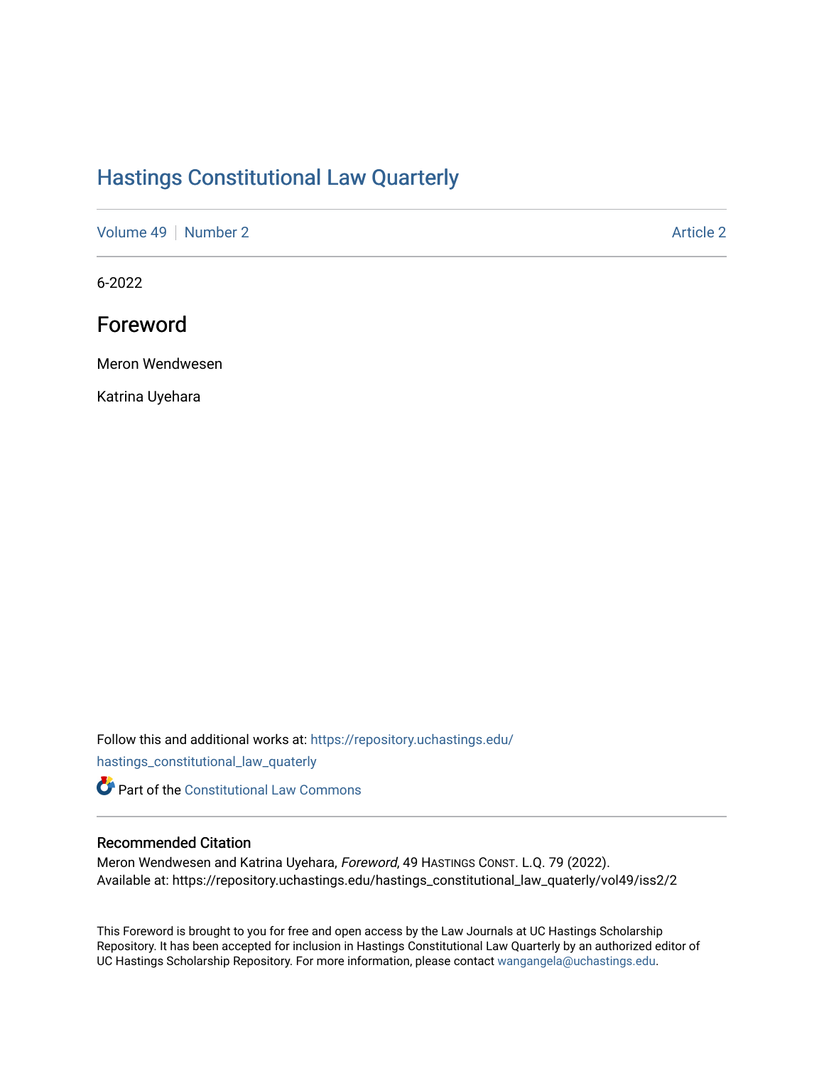# Hastings Constitutional Law Quarterly

Volume 49 | Number 2 | Article 2

6-2022

## Foreword

Meron Wendwesen

Katrina Uyehara

Follow this and additional works at: https://repository.uchastings.edu/hastings_constitutional_law_quaterly

Part of the Constitutional Law Commons

### Recommended Citation

Meron Wendwesen and Katrina Uyehara, *Foreword*, 49 Hastings Const. L.Q. 79 (2022).
Available at: https://repository.uchastings.edu/hastings_constitutional_law_quaterly/vol49/iss2/2

This Foreword is brought to you for free and open access by the Law Journals at UC Hastings Scholarship Repository. It has been accepted for inclusion in Hastings Constitutional Law Quarterly by an authorized editor of UC Hastings Scholarship Repository. For more information, please contact wangangela@uchastings.edu.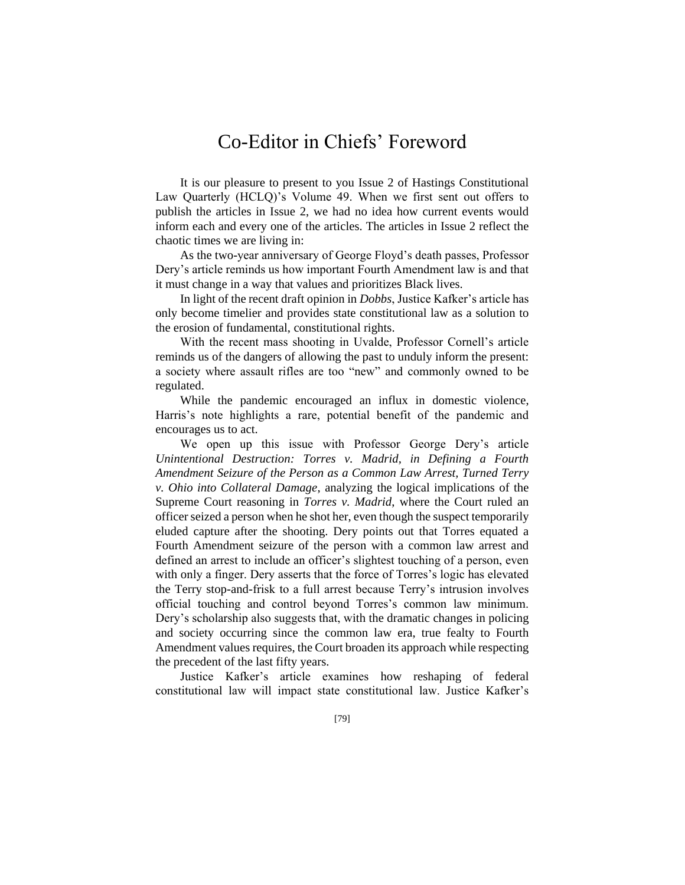# Co-Editor in Chiefs' Foreword

It is our pleasure to present to you Issue 2 of Hastings Constitutional Law Quarterly (HCLQ)'s Volume 49. When we first sent out offers to publish the articles in Issue 2, we had no idea how current events would inform each and every one of the articles. The articles in Issue 2 reflect the chaotic times we are living in:

As the two-year anniversary of George Floyd's death passes, Professor Dery's article reminds us how important Fourth Amendment law is and that it must change in a way that values and prioritizes Black lives.

In light of the recent draft opinion in *Dobbs*, Justice Kafker's article has only become timelier and provides state constitutional law as a solution to the erosion of fundamental, constitutional rights.

With the recent mass shooting in Uvalde, Professor Cornell's article reminds us of the dangers of allowing the past to unduly inform the present: a society where assault rifles are too "new" and commonly owned to be regulated.

While the pandemic encouraged an influx in domestic violence, Harris's note highlights a rare, potential benefit of the pandemic and encourages us to act.

We open up this issue with Professor George Dery's article *Unintentional Destruction: Torres v. Madrid, in Defining a Fourth Amendment Seizure of the Person as a Common Law Arrest, Turned Terry v. Ohio into Collateral Damage*, analyzing the logical implications of the Supreme Court reasoning in *Torres v. Madrid*, where the Court ruled an officer seized a person when he shot her, even though the suspect temporarily eluded capture after the shooting. Dery points out that Torres equated a Fourth Amendment seizure of the person with a common law arrest and defined an arrest to include an officer's slightest touching of a person, even with only a finger. Dery asserts that the force of Torres's logic has elevated the Terry stop-and-frisk to a full arrest because Terry's intrusion involves official touching and control beyond Torres's common law minimum. Dery's scholarship also suggests that, with the dramatic changes in policing and society occurring since the common law era, true fealty to Fourth Amendment values requires, the Court broaden its approach while respecting the precedent of the last fifty years.

Justice Kafker's article examines how reshaping of federal constitutional law will impact state constitutional law. Justice Kafker's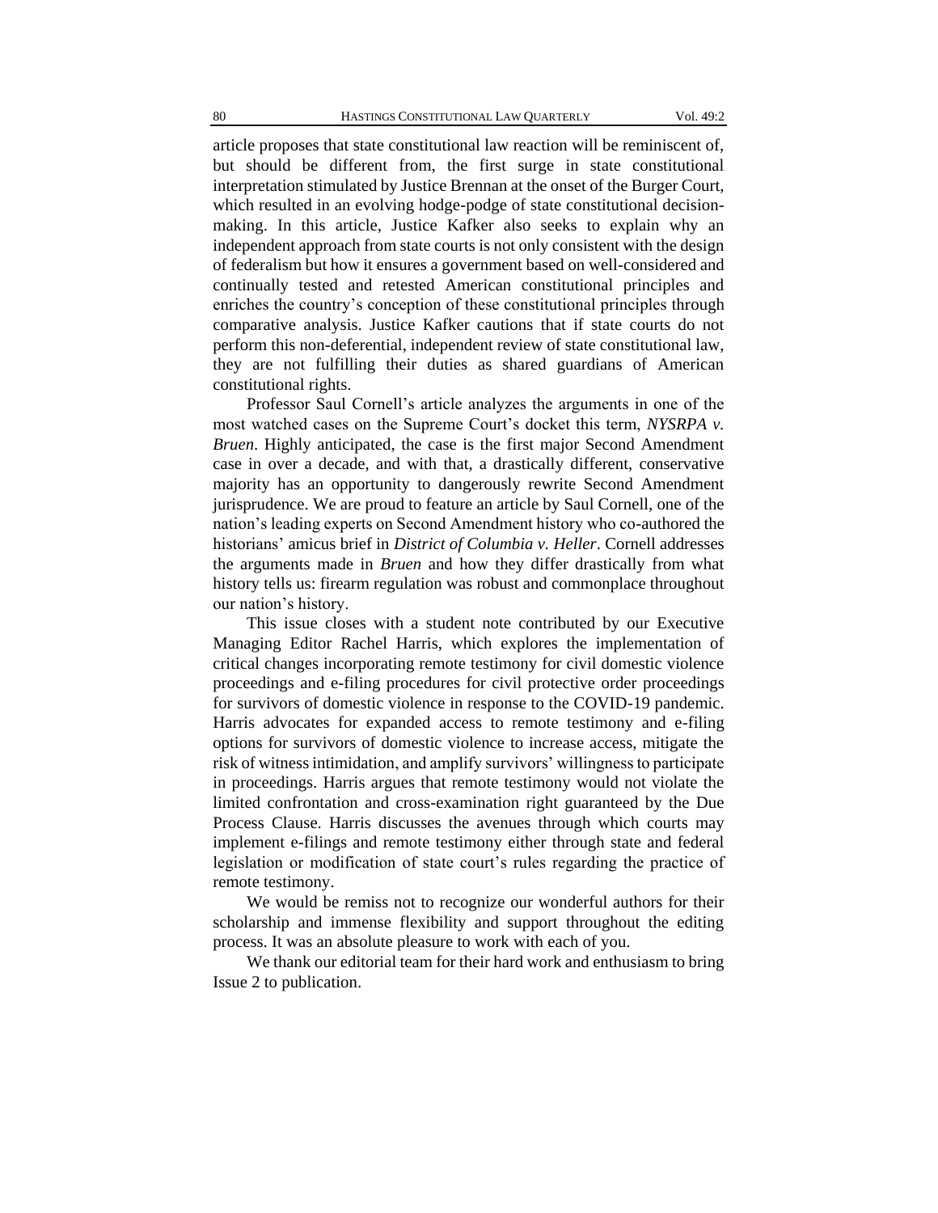article proposes that state constitutional law reaction will be reminiscent of, but should be different from, the first surge in state constitutional interpretation stimulated by Justice Brennan at the onset of the Burger Court, which resulted in an evolving hodge-podge of state constitutional decision-making. In this article, Justice Kafker also seeks to explain why an independent approach from state courts is not only consistent with the design of federalism but how it ensures a government based on well-considered and continually tested and retested American constitutional principles and enriches the country's conception of these constitutional principles through comparative analysis. Justice Kafker cautions that if state courts do not perform this non-deferential, independent review of state constitutional law, they are not fulfilling their duties as shared guardians of American constitutional rights.

Professor Saul Cornell's article analyzes the arguments in one of the most watched cases on the Supreme Court's docket this term, *NYSRPA v. Bruen*. Highly anticipated, the case is the first major Second Amendment case in over a decade, and with that, a drastically different, conservative majority has an opportunity to dangerously rewrite Second Amendment jurisprudence. We are proud to feature an article by Saul Cornell, one of the nation's leading experts on Second Amendment history who co-authored the historians' amicus brief in *District of Columbia v. Heller*. Cornell addresses the arguments made in *Bruen* and how they differ drastically from what history tells us: firearm regulation was robust and commonplace throughout our nation's history.

This issue closes with a student note contributed by our Executive Managing Editor Rachel Harris, which explores the implementation of critical changes incorporating remote testimony for civil domestic violence proceedings and e-filing procedures for civil protective order proceedings for survivors of domestic violence in response to the COVID-19 pandemic. Harris advocates for expanded access to remote testimony and e-filing options for survivors of domestic violence to increase access, mitigate the risk of witness intimidation, and amplify survivors' willingness to participate in proceedings. Harris argues that remote testimony would not violate the limited confrontation and cross-examination right guaranteed by the Due Process Clause. Harris discusses the avenues through which courts may implement e-filings and remote testimony either through state and federal legislation or modification of state court's rules regarding the practice of remote testimony.

We would be remiss not to recognize our wonderful authors for their scholarship and immense flexibility and support throughout the editing process. It was an absolute pleasure to work with each of you.

We thank our editorial team for their hard work and enthusiasm to bring Issue 2 to publication.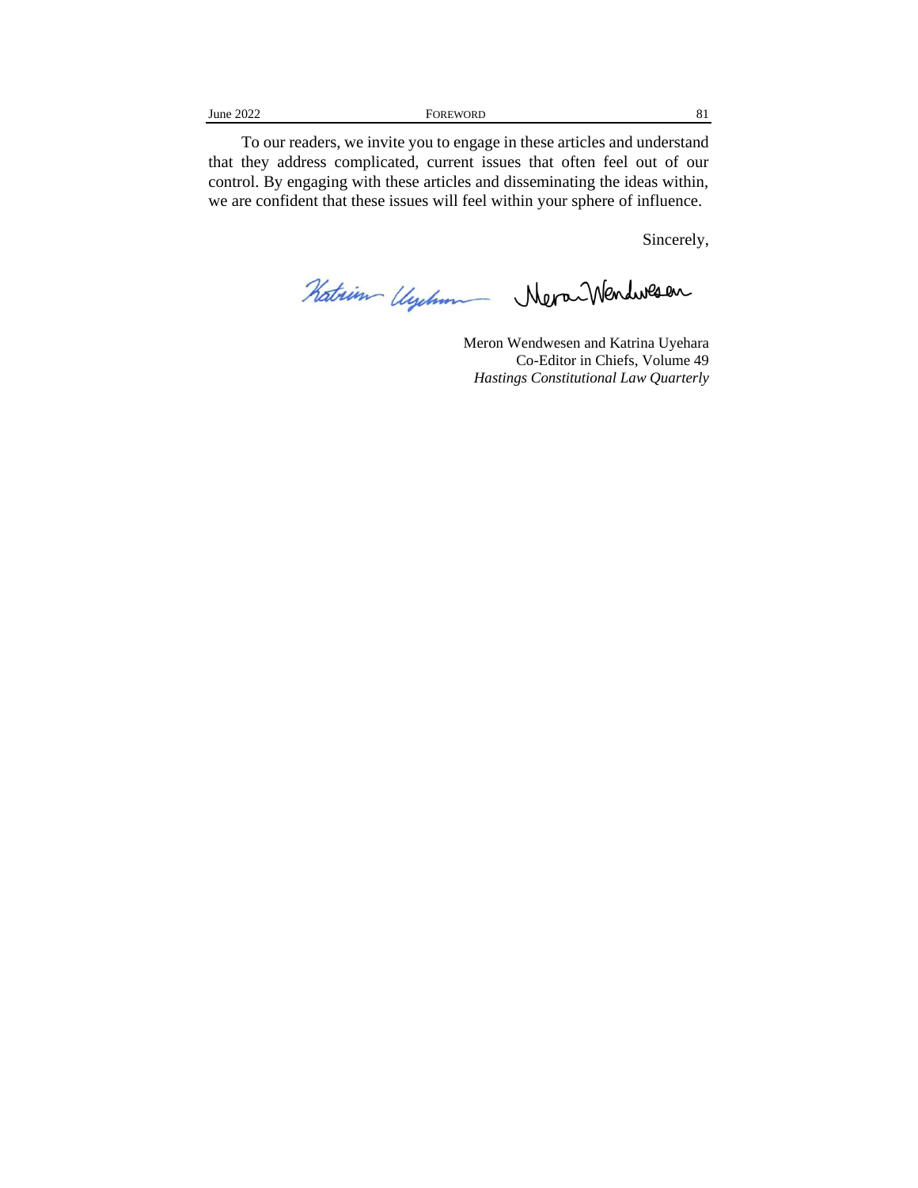To our readers, we invite you to engage in these articles and understand that they address complicated, current issues that often feel out of our control. By engaging with these articles and disseminating the ideas within, we are confident that these issues will feel within your sphere of influence.

Sincerely,

Meron Wendwesen and Katrina Uyehara  
Co-Editor in Chiefs, Volume 49  
*Hastings Constitutional Law Quarterly*